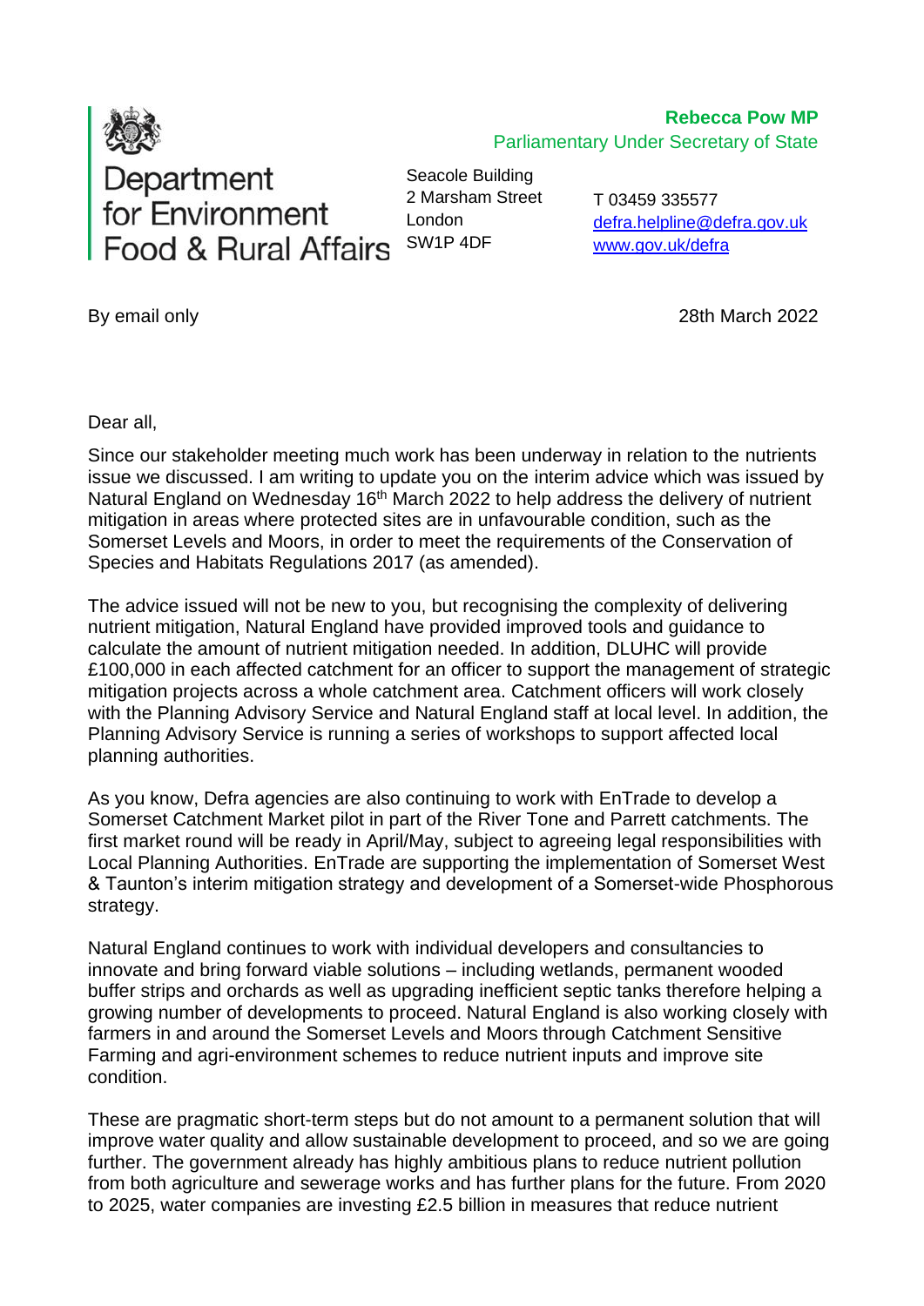Department for Environment Food & Rural Affairs

**Rebecca Pow MP**
Parliamentary Under Secretary of State

Seacole Building
2 Marsham Street
London
SW1P 4DF

T 03459 335577
defra.helpline@defra.gov.uk
www.gov.uk/defra

By email only

28th March 2022

Dear all,

Since our stakeholder meeting much work has been underway in relation to the nutrients issue we discussed. I am writing to update you on the interim advice which was issued by Natural England on Wednesday 16th March 2022 to help address the delivery of nutrient mitigation in areas where protected sites are in unfavourable condition, such as the Somerset Levels and Moors, in order to meet the requirements of the Conservation of Species and Habitats Regulations 2017 (as amended).

The advice issued will not be new to you, but recognising the complexity of delivering nutrient mitigation, Natural England have provided improved tools and guidance to calculate the amount of nutrient mitigation needed. In addition, DLUHC will provide £100,000 in each affected catchment for an officer to support the management of strategic mitigation projects across a whole catchment area. Catchment officers will work closely with the Planning Advisory Service and Natural England staff at local level. In addition, the Planning Advisory Service is running a series of workshops to support affected local planning authorities.

As you know, Defra agencies are also continuing to work with EnTrade to develop a Somerset Catchment Market pilot in part of the River Tone and Parrett catchments. The first market round will be ready in April/May, subject to agreeing legal responsibilities with Local Planning Authorities. EnTrade are supporting the implementation of Somerset West & Taunton's interim mitigation strategy and development of a Somerset-wide Phosphorous strategy.

Natural England continues to work with individual developers and consultancies to innovate and bring forward viable solutions – including wetlands, permanent wooded buffer strips and orchards as well as upgrading inefficient septic tanks therefore helping a growing number of developments to proceed. Natural England is also working closely with farmers in and around the Somerset Levels and Moors through Catchment Sensitive Farming and agri-environment schemes to reduce nutrient inputs and improve site condition.

These are pragmatic short-term steps but do not amount to a permanent solution that will improve water quality and allow sustainable development to proceed, and so we are going further. The government already has highly ambitious plans to reduce nutrient pollution from both agriculture and sewerage works and has further plans for the future. From 2020 to 2025, water companies are investing £2.5 billion in measures that reduce nutrient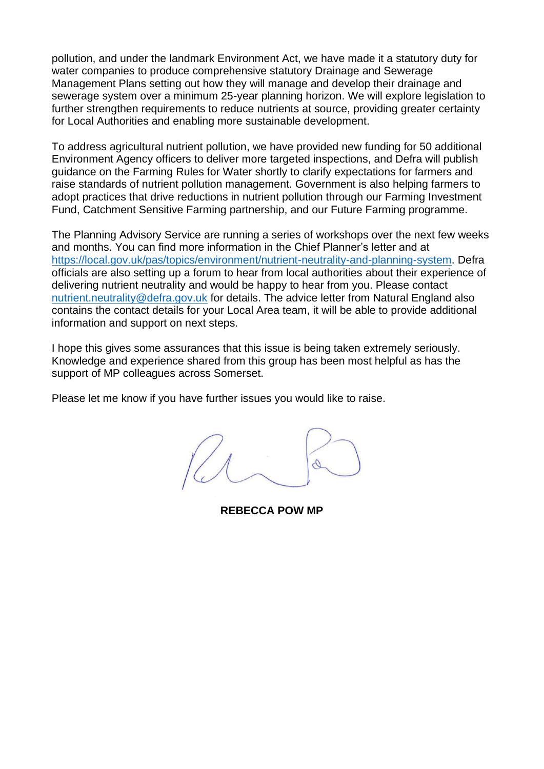pollution, and under the landmark Environment Act, we have made it a statutory duty for water companies to produce comprehensive statutory Drainage and Sewerage Management Plans setting out how they will manage and develop their drainage and sewerage system over a minimum 25-year planning horizon. We will explore legislation to further strengthen requirements to reduce nutrients at source, providing greater certainty for Local Authorities and enabling more sustainable development.

To address agricultural nutrient pollution, we have provided new funding for 50 additional Environment Agency officers to deliver more targeted inspections, and Defra will publish guidance on the Farming Rules for Water shortly to clarify expectations for farmers and raise standards of nutrient pollution management. Government is also helping farmers to adopt practices that drive reductions in nutrient pollution through our Farming Investment Fund, Catchment Sensitive Farming partnership, and our Future Farming programme.

The Planning Advisory Service are running a series of workshops over the next few weeks and months. You can find more information in the Chief Planner's letter and at https://local.gov.uk/pas/topics/environment/nutrient-neutrality-and-planning-system. Defra officials are also setting up a forum to hear from local authorities about their experience of delivering nutrient neutrality and would be happy to hear from you. Please contact nutrient.neutrality@defra.gov.uk for details. The advice letter from Natural England also contains the contact details for your Local Area team, it will be able to provide additional information and support on next steps.

I hope this gives some assurances that this issue is being taken extremely seriously. Knowledge and experience shared from this group has been most helpful as has the support of MP colleagues across Somerset.

Please let me know if you have further issues you would like to raise.

**REBECCA POW MP**